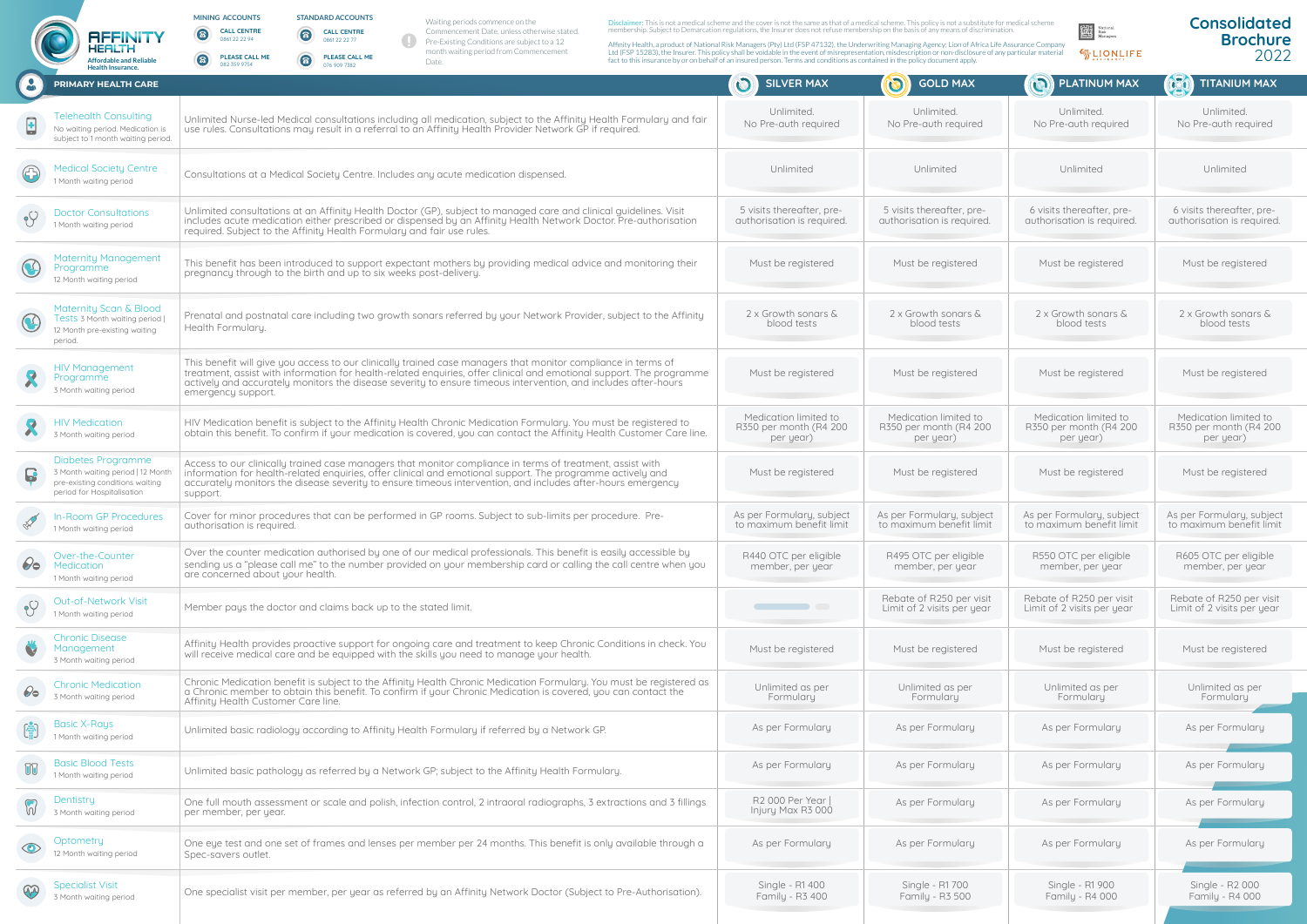# AFFINITY HEALTH

Affordable and Reliable Health Insurance.

**MINING ACCOUNTS**
CALL CENTRE 0861 22 22 94
PLEASE CALL ME 082 359 9754

**STANDARD ACCOUNTS**
CALL CENTRE 0861 22 22 77
PLEASE CALL ME 076 909 7382

Waiting periods commence on the Commencement Date, unless otherwise stated. Pre-Existing Conditions are subject to a 12 month waiting period from Commencement Date.

Disclaimer: This is not a medical scheme and the cover is not the same as that of a medical scheme. This policy is not a substitute for medical scheme membership. Subject to Demarcation regulations, the Insurer does not refuse membership on the basis of any means of discrimination.

Affinity Health, a product of National Risk Managers (Pty) Ltd (FSP 47132), the Underwriting Managing Agency; Lion of Africa Life Assurance Company Ltd (FSP 15283), the Insurer. This policy shall be voidable in the event of misrepresentation, misdescription or non-disclosure of any particular material fact to this insurance by or on behalf of an insured person. Terms and conditions as contained in the policy document apply.

# Consolidated Brochure 2022

| PRIMARY HEALTH CARE | | SILVER MAX | GOLD MAX | PLATINUM MAX | TITANIUM MAX |
|---|---|---|---|---|---|
| Telehealth Consulting<br>No waiting period. Medication is subject to 1 month waiting period. | Unlimited Nurse-led Medical consultations including all medication, subject to the Affinity Health Formulary and fair use rules. Consultations may result in a referral to an Affinity Health Provider Network GP if required. | Unlimited. No Pre-auth required | Unlimited. No Pre-auth required | Unlimited. No Pre-auth required | Unlimited. No Pre-auth required |
| Medical Society Centre<br>1 Month waiting period | Consultations at a Medical Society Centre. Includes any acute medication dispensed. | Unlimited | Unlimited | Unlimited | Unlimited |
| Doctor Consultations<br>1 Month waiting period | Unlimited consultations at an Affinity Health Doctor (GP), subject to managed care and clinical guidelines. Visit includes acute medication either prescribed or dispensed by an Affinity Health Network Doctor. Pre-authorisation required. Subject to the Affinity Health Formulary and fair use rules. | 5 visits thereafter, pre-authorisation is required. | 5 visits thereafter, pre-authorisation is required. | 6 visits thereafter, pre-authorisation is required. | 6 visits thereafter, pre-authorisation is required. |
| Maternity Management Programme<br>12 Month waiting period | This benefit has been introduced to support expectant mothers by providing medical advice and monitoring their pregnancy through to the birth and up to six weeks post-delivery. | Must be registered | Must be registered | Must be registered | Must be registered |
| Maternity Scan & Blood Tests 3 Month waiting period \| 12 Month pre-existing waiting period. | Prenatal and postnatal care including two growth sonars referred by your Network Provider, subject to the Affinity Health Formulary. | 2 x Growth sonars & blood tests | 2 x Growth sonars & blood tests | 2 x Growth sonars & blood tests | 2 x Growth sonars & blood tests |
| HIV Management Programme<br>3 Month waiting period | This benefit will give you access to our clinically trained case managers that monitor compliance in terms of treatment, assist with information for health-related enquiries, offer clinical and emotional support. The programme actively and accurately monitors the disease severity to ensure timeous intervention, and includes after-hours emergency support. | Must be registered | Must be registered | Must be registered | Must be registered |
| HIV Medication<br>3 Month waiting period | HIV Medication benefit is subject to the Affinity Health Chronic Medication Formulary. You must be registered to obtain this benefit. To confirm if your medication is covered, you can contact the Affinity Health Customer Care line. | Medication limited to R350 per month (R4 200 per year) | Medication limited to R350 per month (R4 200 per year) | Medication limited to R350 per month (R4 200 per year) | Medication limited to R350 per month (R4 200 per year) |
| Diabetes Programme<br>3 Month waiting period \| 12 Month pre-existing conditions waiting period for Hospitalisation | Access to our clinically trained case managers that monitor compliance in terms of treatment, assist with information for health-related enquiries, offer clinical and emotional support. The programme actively and accurately monitors the disease severity to ensure timeous intervention, and includes after-hours emergency support. | Must be registered | Must be registered | Must be registered | Must be registered |
| In-Room GP Procedures<br>1 Month waiting period | Cover for minor procedures that can be performed in GP rooms. Subject to sub-limits per procedure. Pre-authorisation is required. | As per Formulary, subject to maximum benefit limit | As per Formulary, subject to maximum benefit limit | As per Formulary, subject to maximum benefit limit | As per Formulary, subject to maximum benefit limit |
| Over-the-Counter Medication<br>1 Month waiting period | Over the counter medication authorised by one of our medical professionals. This benefit is easily accessible by sending us a "please call me" to the number provided on your membership card or calling the call centre when you are concerned about your health. | R440 OTC per eligible member, per year | R495 OTC per eligible member, per year | R550 OTC per eligible member, per year | R605 OTC per eligible member, per year |
| Out-of-Network Visit<br>1 Month waiting period | Member pays the doctor and claims back up to the stated limit. | | Rebate of R250 per visit Limit of 2 visits per year | Rebate of R250 per visit Limit of 2 visits per year | Rebate of R250 per visit Limit of 2 visits per year |
| Chronic Disease Management<br>3 Month waiting period | Affinity Health provides proactive support for ongoing care and treatment to keep Chronic Conditions in check. You will receive medical care and be equipped with the skills you need to manage your health. | Must be registered | Must be registered | Must be registered | Must be registered |
| Chronic Medication<br>3 Month waiting period | Chronic Medication benefit is subject to the Affinity Health Chronic Medication Formulary. You must be registered as a Chronic member to obtain this benefit. To confirm if your Chronic Medication is covered, you can contact the Affinity Health Customer Care line. | Unlimited as per Formulary | Unlimited as per Formulary | Unlimited as per Formulary | Unlimited as per Formulary |
| Basic X-Rays<br>1 Month waiting period | Unlimited basic radiology according to Affinity Health Formulary if referred by a Network GP. | As per Formulary | As per Formulary | As per Formulary | As per Formulary |
| Basic Blood Tests<br>1 Month waiting period | Unlimited basic pathology as referred by a Network GP; subject to the Affinity Health Formulary. | As per Formulary | As per Formulary | As per Formulary | As per Formulary |
| Dentistry<br>3 Month waiting period | One full mouth assessment or scale and polish, infection control, 2 intraoral radiographs, 3 extractions and 3 fillings per member, per year. | R2 000 Per Year \| Injury Max R3 000 | As per Formulary | As per Formulary | As per Formulary |
| Optometry<br>12 Month waiting period | One eye test and one set of frames and lenses per member per 24 months. This benefit is only available through a Spec-savers outlet. | As per Formulary | As per Formulary | As per Formulary | As per Formulary |
| Specialist Visit<br>3 Month waiting period | One specialist visit per member, per year as referred by an Affinity Network Doctor (Subject to Pre-Authorisation). | Single - R1 400 Family - R3 400 | Single - R1 700 Family - R3 500 | Single - R1 900 Family - R4 000 | Single - R2 000 Family - R4 000 |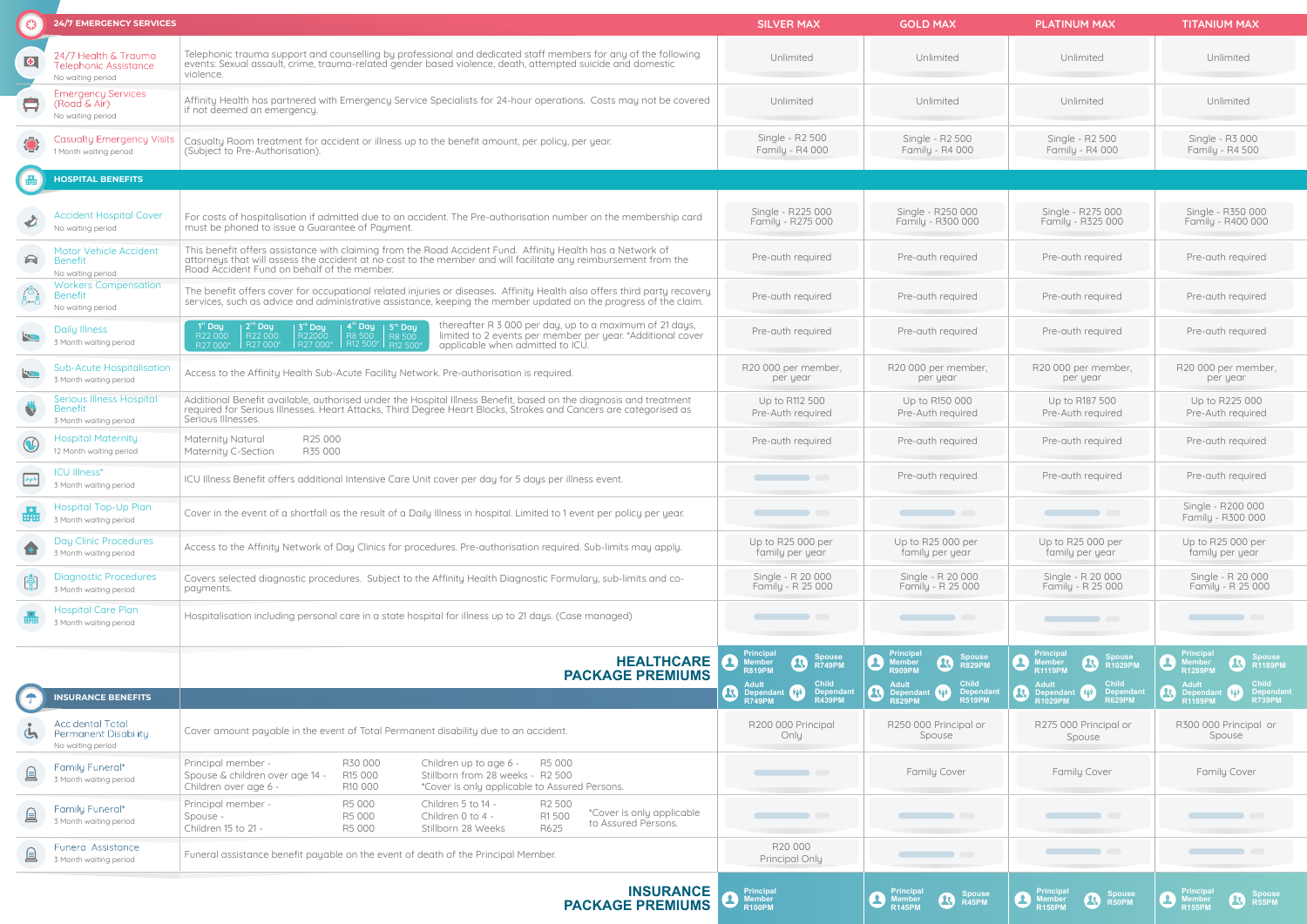| 24/7 EMERGENCY SERVICES | | SILVER MAX | GOLD MAX | PLATINUM MAX | TITANIUM MAX |
|---|---|---|---|---|---|
| 24/7 Health & Trauma Telephonic Assistance<br>No waiting period | Telephonic trauma support and counselling by professional and dedicated staff members for any of the following events: Sexual assault, crime, trauma-related gender based violence, death, attempted suicide and domestic violence. | Unlimited | Unlimited | Unlimited | Unlimited |
| Emergency Services (Road & Air)<br>No waiting period | Affinity Health has partnered with Emergency Service Specialists for 24-hour operations. Costs may not be covered if not deemed an emergency. | Unlimited | Unlimited | Unlimited | Unlimited |
| Casualty Emergency Visits<br>1 Month waiting period | Casualty Room treatment for accident or illness up to the benefit amount, per policy, per year. (Subject to Pre-Authorisation). | Single - R2 500<br>Family - R4 000 | Single - R2 500<br>Family - R4 000 | Single - R2 500<br>Family - R4 000 | Single - R3 000<br>Family - R4 500 |
| **HOSPITAL BENEFITS** | | | | | |
| Accident Hospital Cover<br>No waiting period | For costs of hospitalisation if admitted due to an accident. The Pre-authorisation number on the membership card must be phoned to issue a Guarantee of Payment. | Single - R225 000<br>Family - R275 000 | Single - R250 000<br>Family - R300 000 | Single - R275 000<br>Family - R325 000 | Single - R350 000<br>Family - R400 000 |
| Motor Vehicle Accident Benefit<br>No waiting period | This benefit offers assistance with claiming from the Road Accident Fund. Affinity Health has a Network of attorneys that will assess the accident at no cost to the member and will facilitate any reimbursement from the Road Accident Fund on behalf of the member. | Pre-auth required | Pre-auth required | Pre-auth required | Pre-auth required |
| Workers Compensation Benefit<br>No waiting period | The benefit offers cover for occupational related injuries or diseases. Affinity Health also offers third party recovery services, such as advice and administrative assistance, keeping the member updated on the progress of the claim. | Pre-auth required | Pre-auth required | Pre-auth required | Pre-auth required |
| Daily Illness<br>3 Month waiting period | 1st Day: R22 000 / R27 000*; 2nd Day: R22 000 / R27 000*; 3rd Day: R22000 / R27 000*; 4th Day: R8 500 / R12 500*; 5th Day: R8 500 / R12 500*. Thereafter R 3 000 per day, up to a maximum of 21 days, limited to 2 events per member per year. *Additional cover applicable when admitted to ICU. | Pre-auth required | Pre-auth required | Pre-auth required | Pre-auth required |
| Sub-Acute Hospitalisation<br>3 Month waiting period | Access to the Affinity Health Sub-Acute Facility Network. Pre-authorisation is required. | R20 000 per member, per year | R20 000 per member, per year | R20 000 per member, per year | R20 000 per member, per year |
| Serious Illness Hospital Benefit<br>3 Month waiting period | Additional Benefit available, authorised under the Hospital Illness Benefit, based on the diagnosis and treatment required for Serious Illnesses. Heart Attacks, Third Degree Heart Blocks, Strokes and Cancers are categorised as Serious Illnesses. | Up to R112 500<br>Pre-Auth required | Up to R150 000<br>Pre-Auth required | Up to R187 500<br>Pre-Auth required | Up to R225 000<br>Pre-Auth required |
| Hospital Maternity<br>12 Month waiting period | Maternity Natural R25 000<br>Maternity C-Section R35 000 | Pre-auth required | Pre-auth required | Pre-auth required | Pre-auth required |
| ICU Illness*<br>3 Month waiting period | ICU Illness Benefit offers additional Intensive Care Unit cover per day for 5 days per illness event. | | Pre-auth required | Pre-auth required | Pre-auth required |
| Hospital Top-Up Plan<br>3 Month waiting period | Cover in the event of a shortfall as the result of a Daily Illness in hospital. Limited to 1 event per policy per year. | | | | Single - R200 000<br>Family - R300 000 |
| Day Clinic Procedures<br>3 Month waiting period | Access to the Affinity Network of Day Clinics for procedures. Pre-authorisation required. Sub-limits may apply. | Up to R25 000 per family per year | Up to R25 000 per family per year | Up to R25 000 per family per year | Up to R25 000 per family per year |
| Diagnostic Procedures<br>3 Month waiting period | Covers selected diagnostic procedures. Subject to the Affinity Health Diagnostic Formulary, sub-limits and co-payments. | Single - R 20 000<br>Family - R 25 000 | Single - R 20 000<br>Family - R 25 000 | Single - R 20 000<br>Family - R 25 000 | Single - R 20 000<br>Family - R 25 000 |
| Hospital Care Plan<br>3 Month waiting period | Hospitalisation including personal care in a state hospital for illness up to 21 days. (Case managed) | | | | |
| | **HEALTHCARE PACKAGE PREMIUMS** | Principal Member R819PM<br>Spouse R749PM<br>Adult Dependant R749PM<br>Child Dependant R439PM | Principal Member R909PM<br>Spouse R829PM<br>Adult Dependant R829PM<br>Child Dependant R519PM | Principal Member R1119PM<br>Spouse R1029PM<br>Adult Dependant R1029PM<br>Child Dependant R629PM | Principal Member R1289PM<br>Spouse R1189PM<br>Adult Dependant R1189PM<br>Child Dependant R739PM |
| **INSURANCE BENEFITS** | | | | | |
| Accidental Total Permanent Disability<br>No waiting period | Cover amount payable in the event of Total Permanent disability due to an accident. | R200 000 Principal Only | R250 000 Principal or Spouse | R275 000 Principal or Spouse | R300 000 Principal or Spouse |
| Family Funeral*<br>3 Month waiting period | Principal member - R30 000; Spouse & children over age 14 - R15 000; Children over age 6 - R10 000; Children up to age 6 - R5 000; Stillborn from 28 weeks - R2 500. *Cover is only applicable to Assured Persons. | | Family Cover | Family Cover | Family Cover |
| Family Funeral*<br>3 Month waiting period | Principal member - R5 000; Spouse - R5 000; Children 15 to 21 - R5 000; Children 5 to 14 - R2 500; Children 0 to 4 - R1 500; Stillborn 28 Weeks R625. *Cover is only applicable to Assured Persons. | | | | |
| Funeral Assistance<br>3 Month waiting period | Funeral assistance benefit payable on the event of death of the Principal Member. | R20 000<br>Principal Only | | | |
| | **INSURANCE PACKAGE PREMIUMS** | Principal Member R100PM | Principal Member R145PM<br>Spouse R45PM | Principal Member R150PM<br>Spouse R50PM | Principal Member R155PM<br>Spouse R55PM |